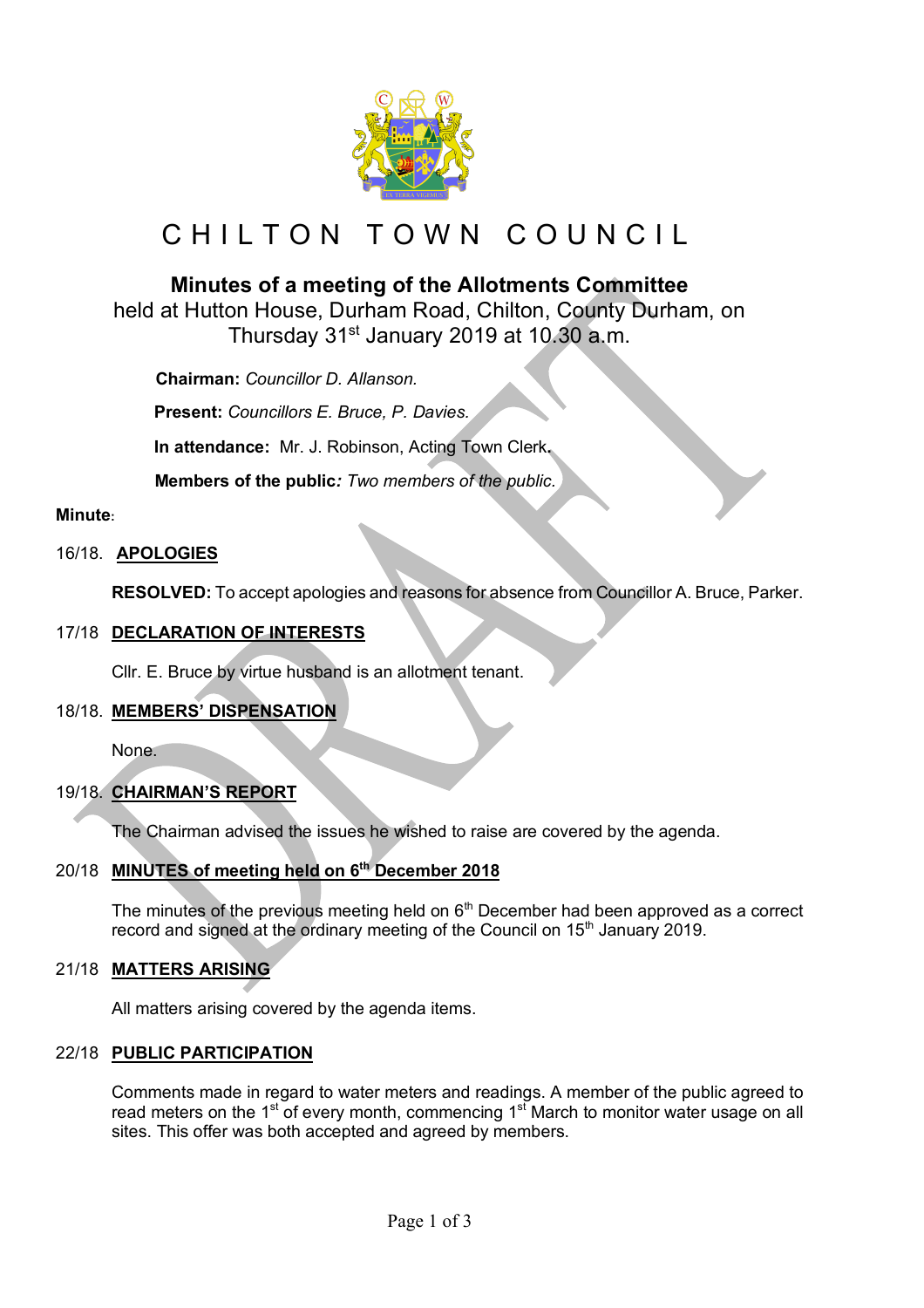# CHILTON TOWN COUNCIL

## Minutes of a meeting of the Allotments Committee

held at Hutton House, Durham Road, Chilton, County Durham, on Thursday 31st January 2019 at 10.30 a.m.

**Chairman:** *Councillor D. Allanson.*

**Present:** *Councillors E. Bruce, P. Davies.*

**In attendance:** Mr. J. Robinson, Acting Town Clerk.

**Members of the public***: Two members of the public.*

**Minute**:

16/18. **APOLOGIES**

**RESOLVED:** To accept apologies and reasons for absence from Councillor A. Bruce, Parker.

17/18 **DECLARATION OF INTERESTS**

Cllr. E. Bruce by virtue husband is an allotment tenant.

18/18. **MEMBERS' DISPENSATION**

None.

19/18. **CHAIRMAN'S REPORT**

The Chairman advised the issues he wished to raise are covered by the agenda.

20/18 **MINUTES of meeting held on 6th December 2018**

The minutes of the previous meeting held on 6th December had been approved as a correct record and signed at the ordinary meeting of the Council on 15th January 2019.

21/18 **MATTERS ARISING**

All matters arising covered by the agenda items.

22/18 **PUBLIC PARTICIPATION**

Comments made in regard to water meters and readings. A member of the public agreed to read meters on the 1st of every month, commencing 1st March to monitor water usage on all sites. This offer was both accepted and agreed by members.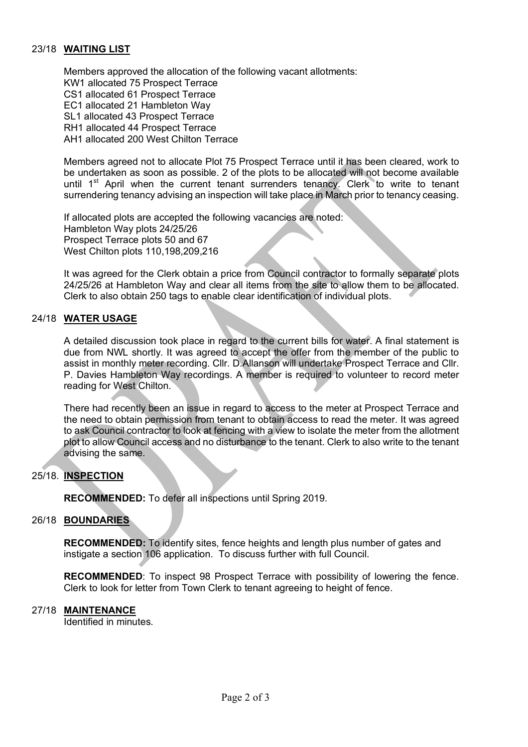## 23/18 **WAITING LIST**

Members approved the allocation of the following vacant allotments:
KW1 allocated 75 Prospect Terrace
CS1 allocated 61 Prospect Terrace
EC1 allocated 21 Hambleton Way
SL1 allocated 43 Prospect Terrace
RH1 allocated 44 Prospect Terrace
AH1 allocated 200 West Chilton Terrace

Members agreed not to allocate Plot 75 Prospect Terrace until it has been cleared, work to be undertaken as soon as possible. 2 of the plots to be allocated will not become available until 1st April when the current tenant surrenders tenancy. Clerk to write to tenant surrendering tenancy advising an inspection will take place in March prior to tenancy ceasing.

If allocated plots are accepted the following vacancies are noted:
Hambleton Way plots 24/25/26
Prospect Terrace plots 50 and 67
West Chilton plots 110,198,209,216

It was agreed for the Clerk obtain a price from Council contractor to formally separate plots 24/25/26 at Hambleton Way and clear all items from the site to allow them to be allocated. Clerk to also obtain 250 tags to enable clear identification of individual plots.

## 24/18 **WATER USAGE**

A detailed discussion took place in regard to the current bills for water. A final statement is due from NWL shortly. It was agreed to accept the offer from the member of the public to assist in monthly meter recording. Cllr. D.Allanson will undertake Prospect Terrace and Cllr. P. Davies Hambleton Way recordings. A member is required to volunteer to record meter reading for West Chilton.

There had recently been an issue in regard to access to the meter at Prospect Terrace and the need to obtain permission from tenant to obtain access to read the meter. It was agreed to ask Council contractor to look at fencing with a view to isolate the meter from the allotment plot to allow Council access and no disturbance to the tenant. Clerk to also write to the tenant advising the same.

## 25/18. **INSPECTION**

**RECOMMENDED:** To defer all inspections until Spring 2019.

## 26/18 **BOUNDARIES**

**RECOMMENDED:** To identify sites, fence heights and length plus number of gates and instigate a section 106 application. To discuss further with full Council.

**RECOMMENDED**: To inspect 98 Prospect Terrace with possibility of lowering the fence. Clerk to look for letter from Town Clerk to tenant agreeing to height of fence.

## 27/18 **MAINTENANCE**

Identified in minutes.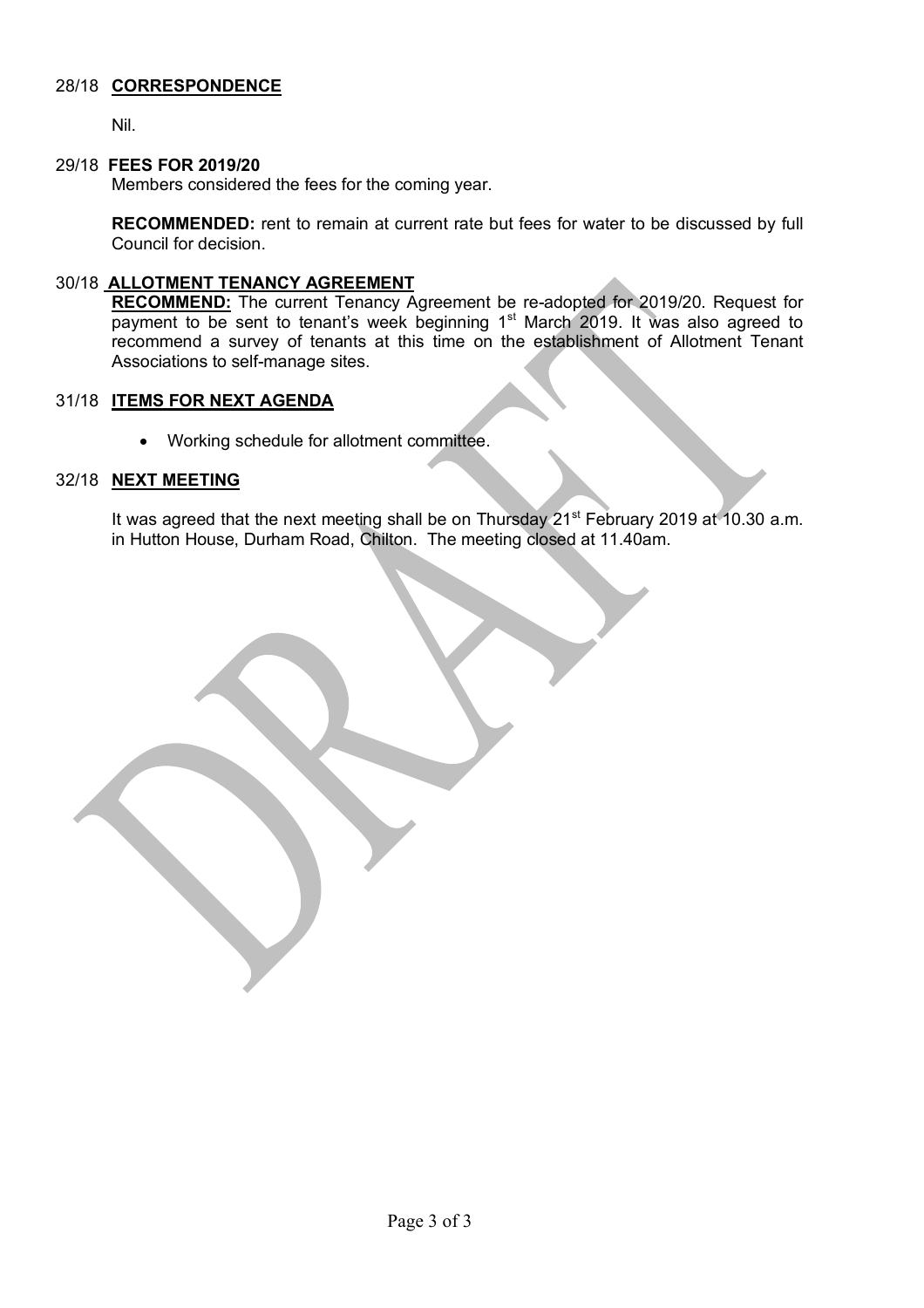## 28/18 **CORRESPONDENCE**

Nil.

## 29/18 **FEES FOR 2019/20**

Members considered the fees for the coming year.

**RECOMMENDED:** rent to remain at current rate but fees for water to be discussed by full Council for decision.

## 30/18 **ALLOTMENT TENANCY AGREEMENT**

**RECOMMEND:** The current Tenancy Agreement be re-adopted for 2019/20. Request for payment to be sent to tenant's week beginning 1st March 2019. It was also agreed to recommend a survey of tenants at this time on the establishment of Allotment Tenant Associations to self-manage sites.

## 31/18 **ITEMS FOR NEXT AGENDA**

- Working schedule for allotment committee.

## 32/18 **NEXT MEETING**

It was agreed that the next meeting shall be on Thursday 21st February 2019 at 10.30 a.m. in Hutton House, Durham Road, Chilton. The meeting closed at 11.40am.